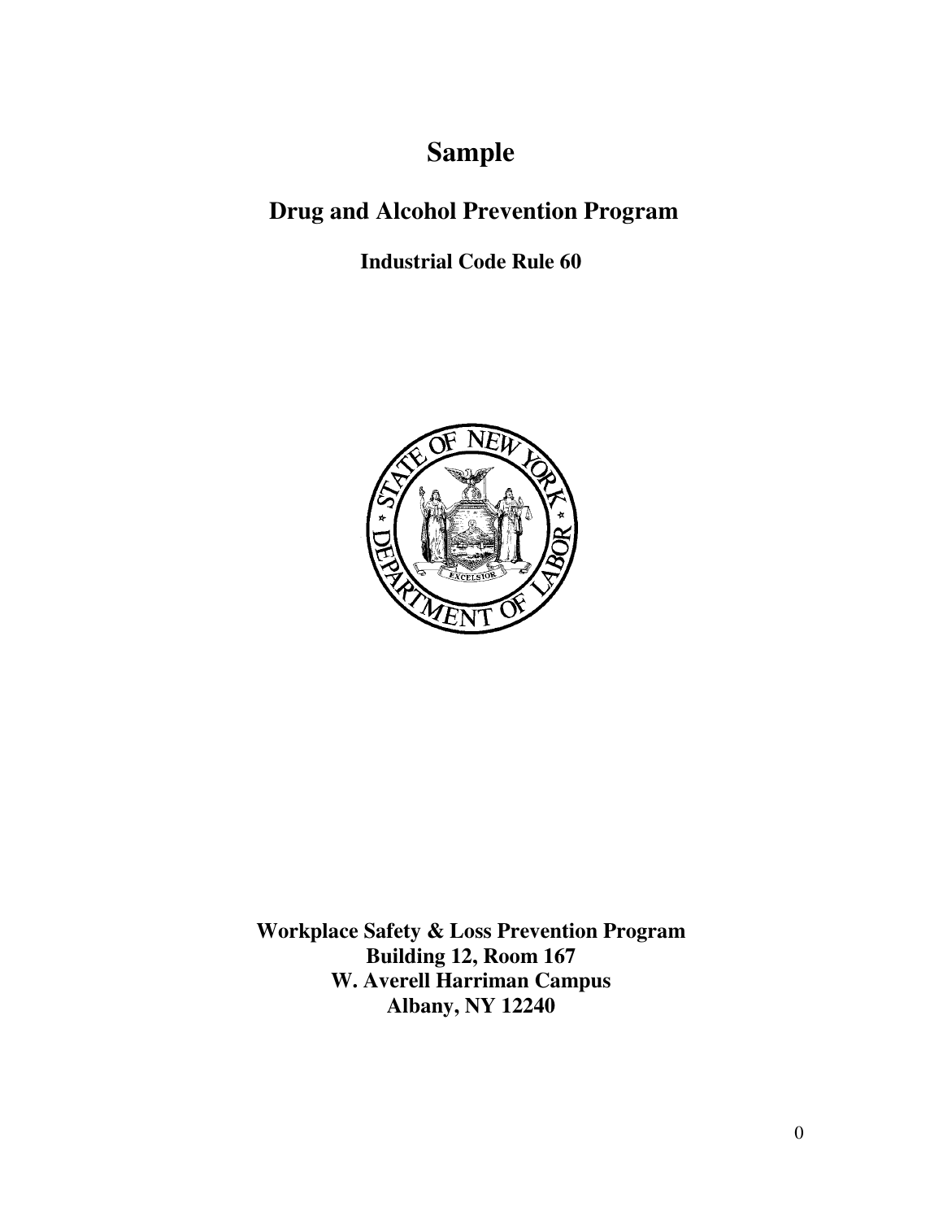# Sample

## Drug and Alcohol Prevention Program

### Industrial Code Rule 60

**Workplace Safety & Loss Prevention Program**
**Building 12, Room 167**
**W. Averell Harriman Campus**
**Albany, NY 12240**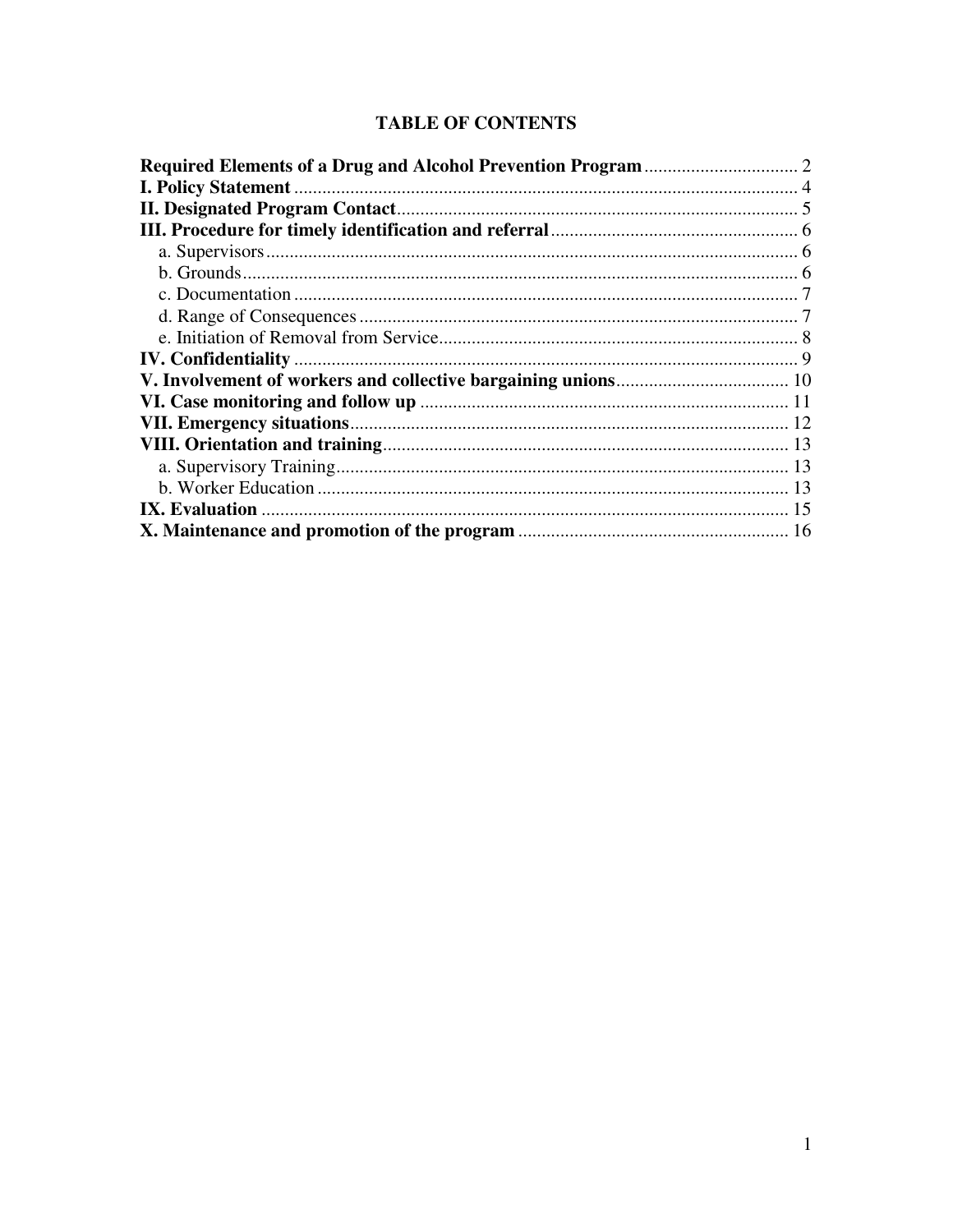# TABLE OF CONTENTS

**Required Elements of a Drug and Alcohol Prevention Program** ................................ 2
**I. Policy Statement** ........................................................................................................ 4
**II. Designated Program Contact** ..................................................................................... 5
**III. Procedure for timely identification and referral** ..................................................... 6
- a. Supervisors ................................................................................................................ 6
- b. Grounds ..................................................................................................................... 6
- c. Documentation .......................................................................................................... 7
- d. Range of Consequences ............................................................................................ 7
- e. Initiation of Removal from Service ........................................................................... 8

**IV. Confidentiality** ........................................................................................................... 9
**V. Involvement of workers and collective bargaining unions** ..................................... 10
**VI. Case monitoring and follow up** .............................................................................. 11
**VII. Emergency situations** ............................................................................................. 12
**VIII. Orientation and training** ....................................................................................... 13
- a. Supervisory Training ................................................................................................ 13
- b. Worker Education .................................................................................................... 13

**IX. Evaluation** ................................................................................................................ 15
**X. Maintenance and promotion of the program** .......................................................... 16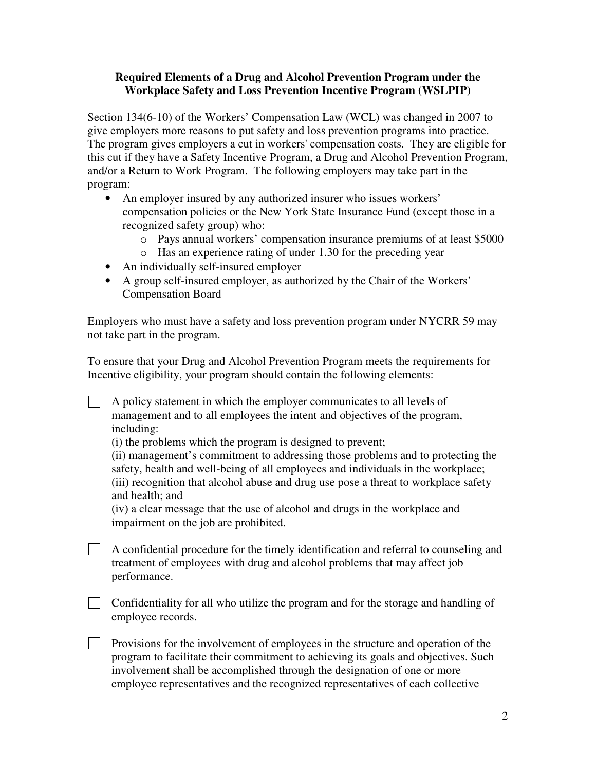**Required Elements of a Drug and Alcohol Prevention Program under the Workplace Safety and Loss Prevention Incentive Program (WSLPIP)**

Section 134(6-10) of the Workers' Compensation Law (WCL) was changed in 2007 to give employers more reasons to put safety and loss prevention programs into practice. The program gives employers a cut in workers' compensation costs. They are eligible for this cut if they have a Safety Incentive Program, a Drug and Alcohol Prevention Program, and/or a Return to Work Program. The following employers may take part in the program:

- An employer insured by any authorized insurer who issues workers' compensation policies or the New York State Insurance Fund (except those in a recognized safety group) who:
  - Pays annual workers' compensation insurance premiums of at least $5000
  - Has an experience rating of under 1.30 for the preceding year
- An individually self-insured employer
- A group self-insured employer, as authorized by the Chair of the Workers' Compensation Board

Employers who must have a safety and loss prevention program under NYCRR 59 may not take part in the program.

To ensure that your Drug and Alcohol Prevention Program meets the requirements for Incentive eligibility, your program should contain the following elements:

- [ ] A policy statement in which the employer communicates to all levels of management and to all employees the intent and objectives of the program, including:
  (i) the problems which the program is designed to prevent;
  (ii) management's commitment to addressing those problems and to protecting the safety, health and well-being of all employees and individuals in the workplace;
  (iii) recognition that alcohol abuse and drug use pose a threat to workplace safety and health; and
  (iv) a clear message that the use of alcohol and drugs in the workplace and impairment on the job are prohibited.

- [ ] A confidential procedure for the timely identification and referral to counseling and treatment of employees with drug and alcohol problems that may affect job performance.

- [ ] Confidentiality for all who utilize the program and for the storage and handling of employee records.

- [ ] Provisions for the involvement of employees in the structure and operation of the program to facilitate their commitment to achieving its goals and objectives. Such involvement shall be accomplished through the designation of one or more employee representatives and the recognized representatives of each collective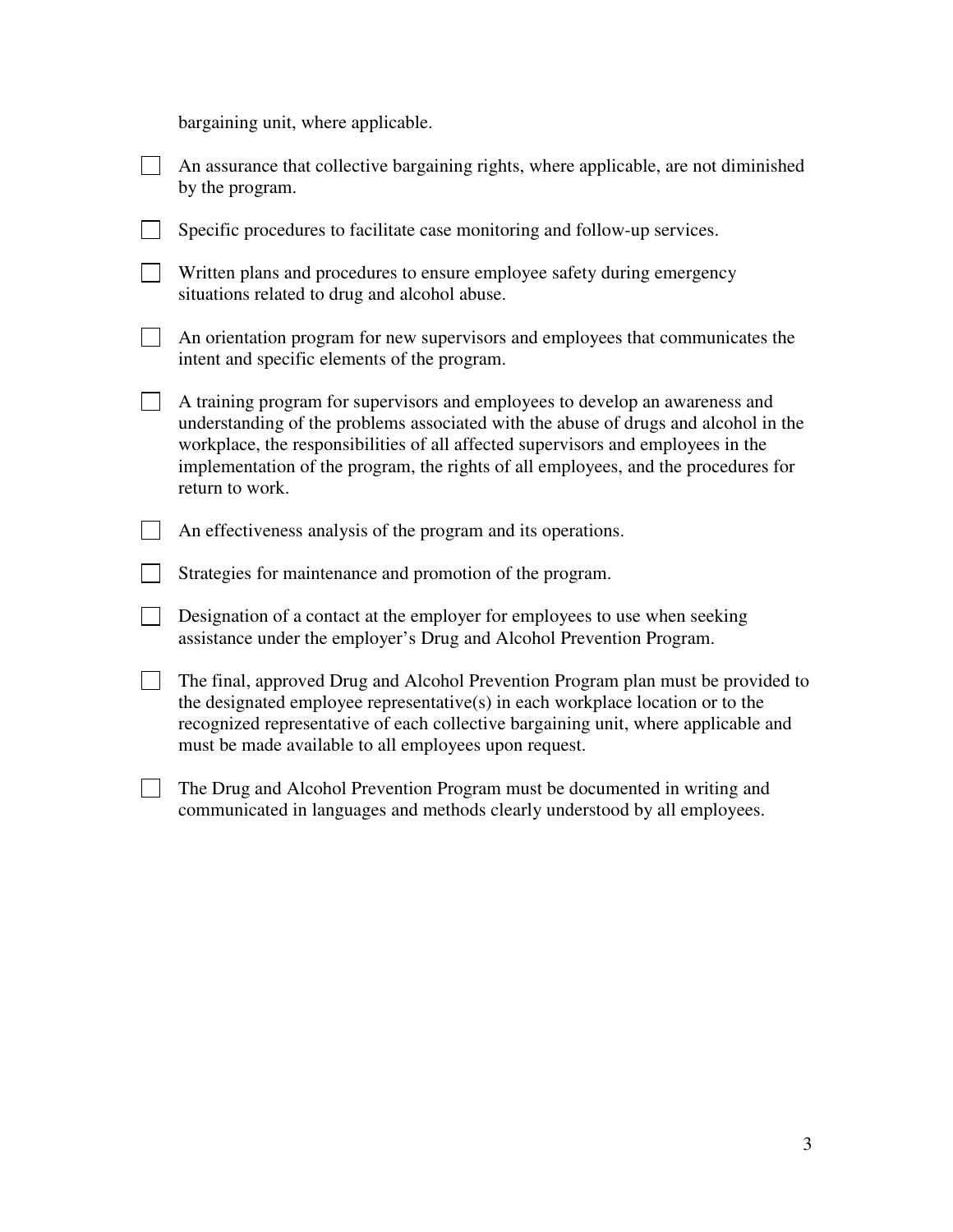bargaining unit, where applicable.

- [ ] An assurance that collective bargaining rights, where applicable, are not diminished by the program.
- [ ] Specific procedures to facilitate case monitoring and follow-up services.
- [ ] Written plans and procedures to ensure employee safety during emergency situations related to drug and alcohol abuse.
- [ ] An orientation program for new supervisors and employees that communicates the intent and specific elements of the program.
- [ ] A training program for supervisors and employees to develop an awareness and understanding of the problems associated with the abuse of drugs and alcohol in the workplace, the responsibilities of all affected supervisors and employees in the implementation of the program, the rights of all employees, and the procedures for return to work.
- [ ] An effectiveness analysis of the program and its operations.
- [ ] Strategies for maintenance and promotion of the program.
- [ ] Designation of a contact at the employer for employees to use when seeking assistance under the employer's Drug and Alcohol Prevention Program.
- [ ] The final, approved Drug and Alcohol Prevention Program plan must be provided to the designated employee representative(s) in each workplace location or to the recognized representative of each collective bargaining unit, where applicable and must be made available to all employees upon request.
- [ ] The Drug and Alcohol Prevention Program must be documented in writing and communicated in languages and methods clearly understood by all employees.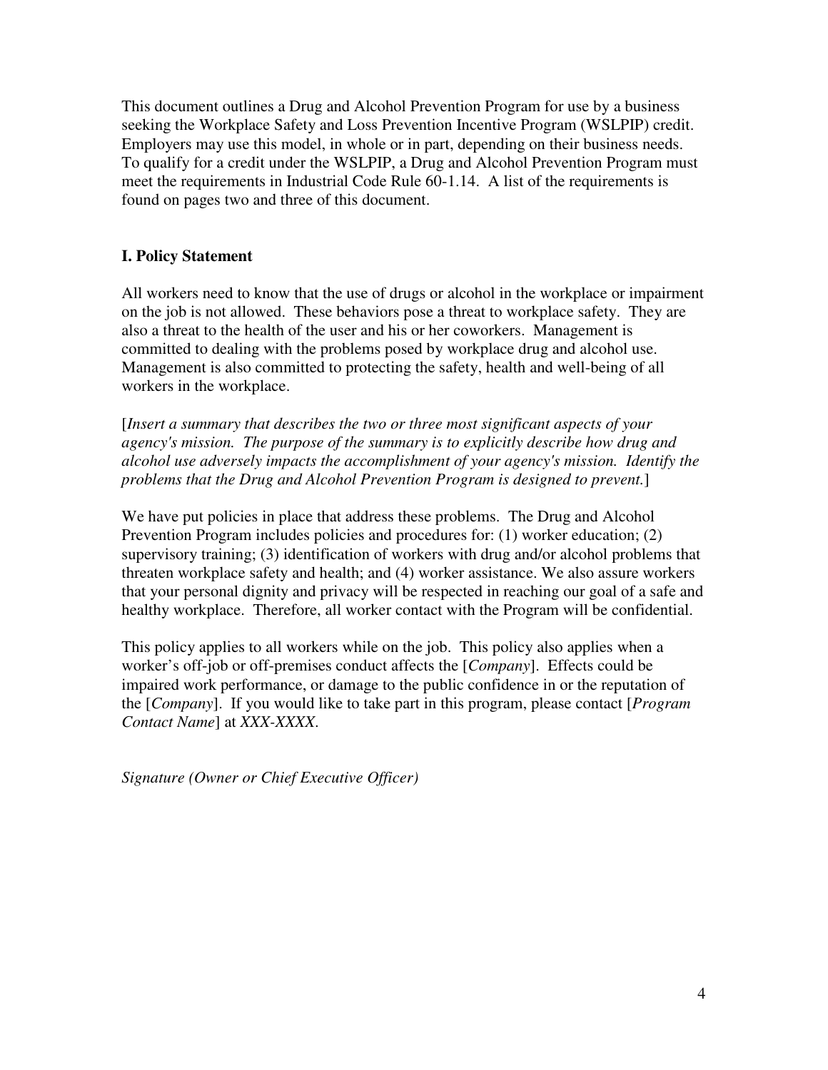This document outlines a Drug and Alcohol Prevention Program for use by a business seeking the Workplace Safety and Loss Prevention Incentive Program (WSLPIP) credit. Employers may use this model, in whole or in part, depending on their business needs. To qualify for a credit under the WSLPIP, a Drug and Alcohol Prevention Program must meet the requirements in Industrial Code Rule 60-1.14. A list of the requirements is found on pages two and three of this document.

## I. Policy Statement

All workers need to know that the use of drugs or alcohol in the workplace or impairment on the job is not allowed. These behaviors pose a threat to workplace safety. They are also a threat to the health of the user and his or her coworkers. Management is committed to dealing with the problems posed by workplace drug and alcohol use. Management is also committed to protecting the safety, health and well-being of all workers in the workplace.

[*Insert a summary that describes the two or three most significant aspects of your agency's mission. The purpose of the summary is to explicitly describe how drug and alcohol use adversely impacts the accomplishment of your agency's mission. Identify the problems that the Drug and Alcohol Prevention Program is designed to prevent.*]

We have put policies in place that address these problems. The Drug and Alcohol Prevention Program includes policies and procedures for: (1) worker education; (2) supervisory training; (3) identification of workers with drug and/or alcohol problems that threaten workplace safety and health; and (4) worker assistance. We also assure workers that your personal dignity and privacy will be respected in reaching our goal of a safe and healthy workplace. Therefore, all worker contact with the Program will be confidential.

This policy applies to all workers while on the job. This policy also applies when a worker's off-job or off-premises conduct affects the [*Company*]. Effects could be impaired work performance, or damage to the public confidence in or the reputation of the [*Company*]. If you would like to take part in this program, please contact [*Program Contact Name*] at *XXX-XXXX*.

*Signature (Owner or Chief Executive Officer)*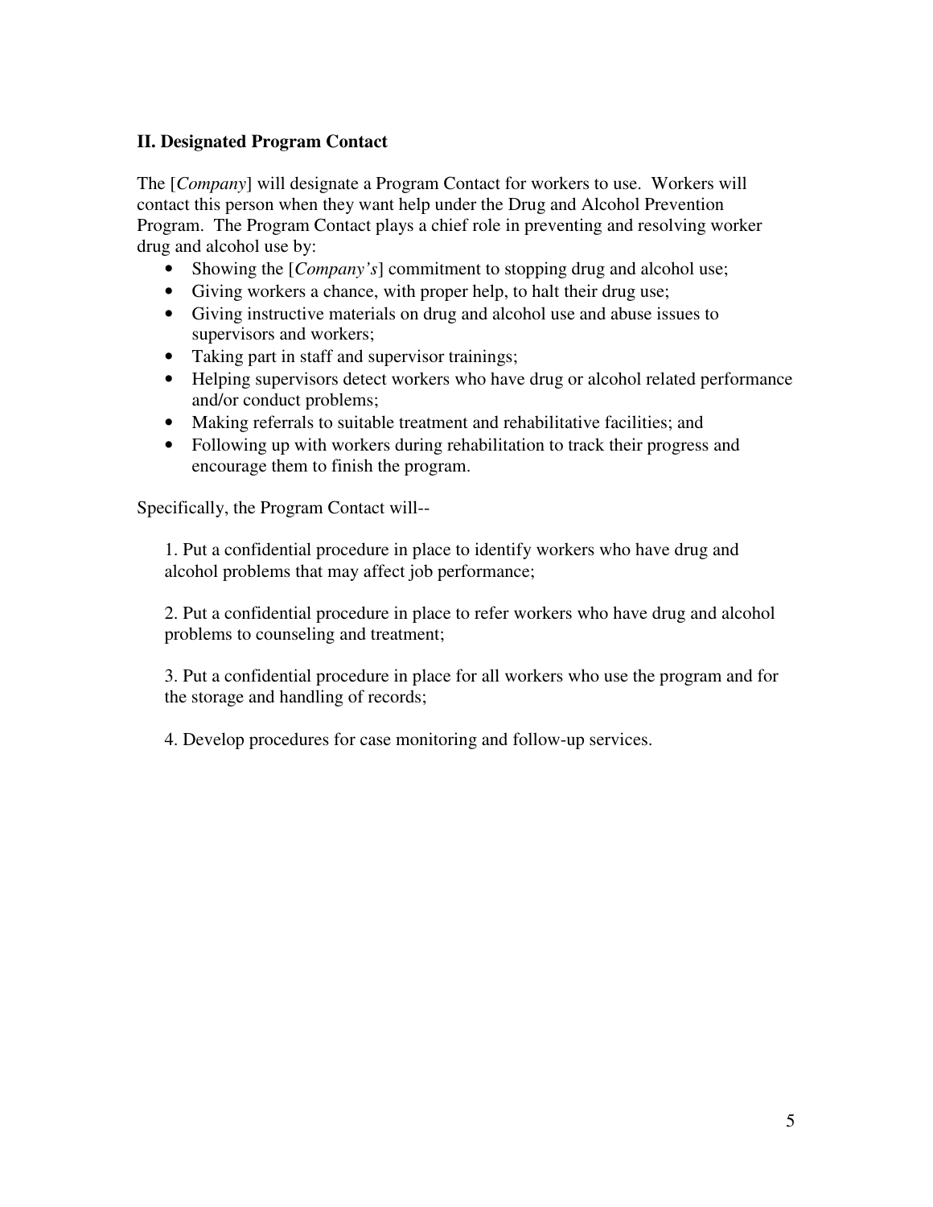## II. Designated Program Contact

The [*Company*] will designate a Program Contact for workers to use. Workers will contact this person when they want help under the Drug and Alcohol Prevention Program. The Program Contact plays a chief role in preventing and resolving worker drug and alcohol use by:

- Showing the [*Company's*] commitment to stopping drug and alcohol use;
- Giving workers a chance, with proper help, to halt their drug use;
- Giving instructive materials on drug and alcohol use and abuse issues to supervisors and workers;
- Taking part in staff and supervisor trainings;
- Helping supervisors detect workers who have drug or alcohol related performance and/or conduct problems;
- Making referrals to suitable treatment and rehabilitative facilities; and
- Following up with workers during rehabilitation to track their progress and encourage them to finish the program.

Specifically, the Program Contact will--

1. Put a confidential procedure in place to identify workers who have drug and alcohol problems that may affect job performance;

2. Put a confidential procedure in place to refer workers who have drug and alcohol problems to counseling and treatment;

3. Put a confidential procedure in place for all workers who use the program and for the storage and handling of records;

4. Develop procedures for case monitoring and follow-up services.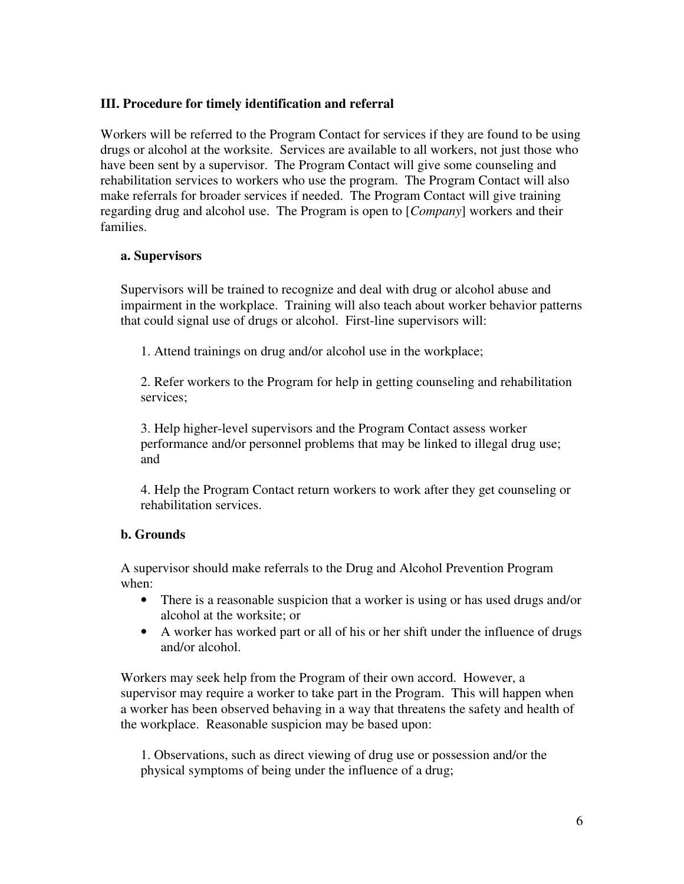### III. Procedure for timely identification and referral

Workers will be referred to the Program Contact for services if they are found to be using drugs or alcohol at the worksite. Services are available to all workers, not just those who have been sent by a supervisor. The Program Contact will give some counseling and rehabilitation services to workers who use the program. The Program Contact will also make referrals for broader services if needed. The Program Contact will give training regarding drug and alcohol use. The Program is open to [*Company*] workers and their families.

#### a. Supervisors

Supervisors will be trained to recognize and deal with drug or alcohol abuse and impairment in the workplace. Training will also teach about worker behavior patterns that could signal use of drugs or alcohol. First-line supervisors will:

1. Attend trainings on drug and/or alcohol use in the workplace;

2. Refer workers to the Program for help in getting counseling and rehabilitation services;

3. Help higher-level supervisors and the Program Contact assess worker performance and/or personnel problems that may be linked to illegal drug use; and

4. Help the Program Contact return workers to work after they get counseling or rehabilitation services.

#### b. Grounds

A supervisor should make referrals to the Drug and Alcohol Prevention Program when:

- There is a reasonable suspicion that a worker is using or has used drugs and/or alcohol at the worksite; or
- A worker has worked part or all of his or her shift under the influence of drugs and/or alcohol.

Workers may seek help from the Program of their own accord. However, a supervisor may require a worker to take part in the Program. This will happen when a worker has been observed behaving in a way that threatens the safety and health of the workplace. Reasonable suspicion may be based upon:

1. Observations, such as direct viewing of drug use or possession and/or the physical symptoms of being under the influence of a drug;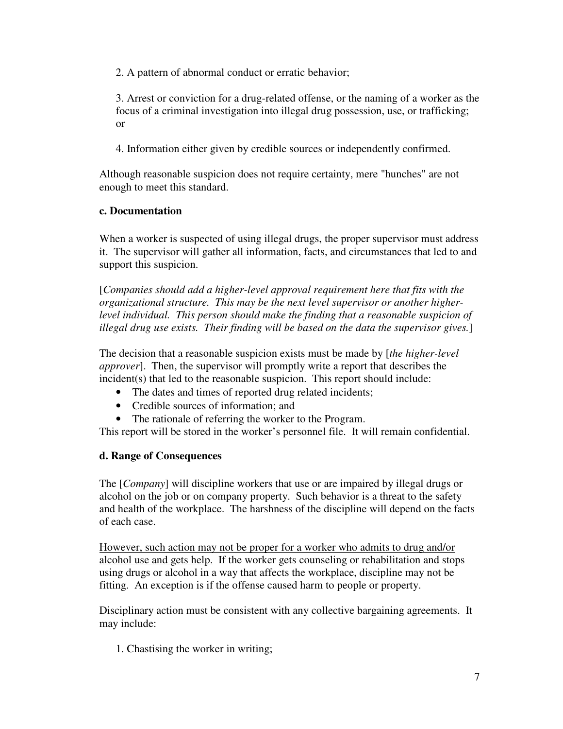2. A pattern of abnormal conduct or erratic behavior;

3. Arrest or conviction for a drug-related offense, or the naming of a worker as the focus of a criminal investigation into illegal drug possession, use, or trafficking; or

4. Information either given by credible sources or independently confirmed.

Although reasonable suspicion does not require certainty, mere "hunches" are not enough to meet this standard.

### c. Documentation

When a worker is suspected of using illegal drugs, the proper supervisor must address it. The supervisor will gather all information, facts, and circumstances that led to and support this suspicion.

[*Companies should add a higher-level approval requirement here that fits with the organizational structure. This may be the next level supervisor or another higher-level individual. This person should make the finding that a reasonable suspicion of illegal drug use exists. Their finding will be based on the data the supervisor gives.*]

The decision that a reasonable suspicion exists must be made by [*the higher-level approver*]. Then, the supervisor will promptly write a report that describes the incident(s) that led to the reasonable suspicion. This report should include:

- The dates and times of reported drug related incidents;
- Credible sources of information; and
- The rationale of referring the worker to the Program.

This report will be stored in the worker's personnel file. It will remain confidential.

### d. Range of Consequences

The [*Company*] will discipline workers that use or are impaired by illegal drugs or alcohol on the job or on company property. Such behavior is a threat to the safety and health of the workplace. The harshness of the discipline will depend on the facts of each case.

<u>However, such action may not be proper for a worker who admits to drug and/or alcohol use and gets help.</u> If the worker gets counseling or rehabilitation and stops using drugs or alcohol in a way that affects the workplace, discipline may not be fitting. An exception is if the offense caused harm to people or property.

Disciplinary action must be consistent with any collective bargaining agreements. It may include:

1. Chastising the worker in writing;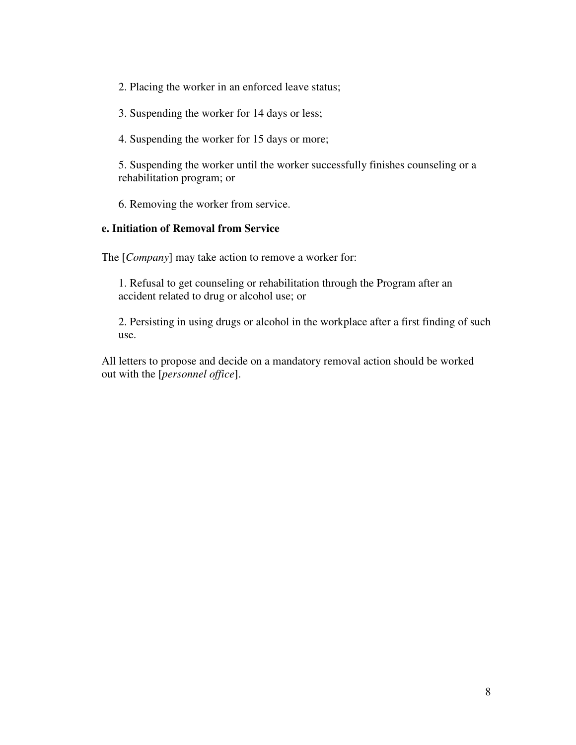2. Placing the worker in an enforced leave status;

3. Suspending the worker for 14 days or less;

4. Suspending the worker for 15 days or more;

5. Suspending the worker until the worker successfully finishes counseling or a rehabilitation program; or

6. Removing the worker from service.

**e. Initiation of Removal from Service**

The [*Company*] may take action to remove a worker for:

1. Refusal to get counseling or rehabilitation through the Program after an accident related to drug or alcohol use; or

2. Persisting in using drugs or alcohol in the workplace after a first finding of such use.

All letters to propose and decide on a mandatory removal action should be worked out with the [*personnel office*].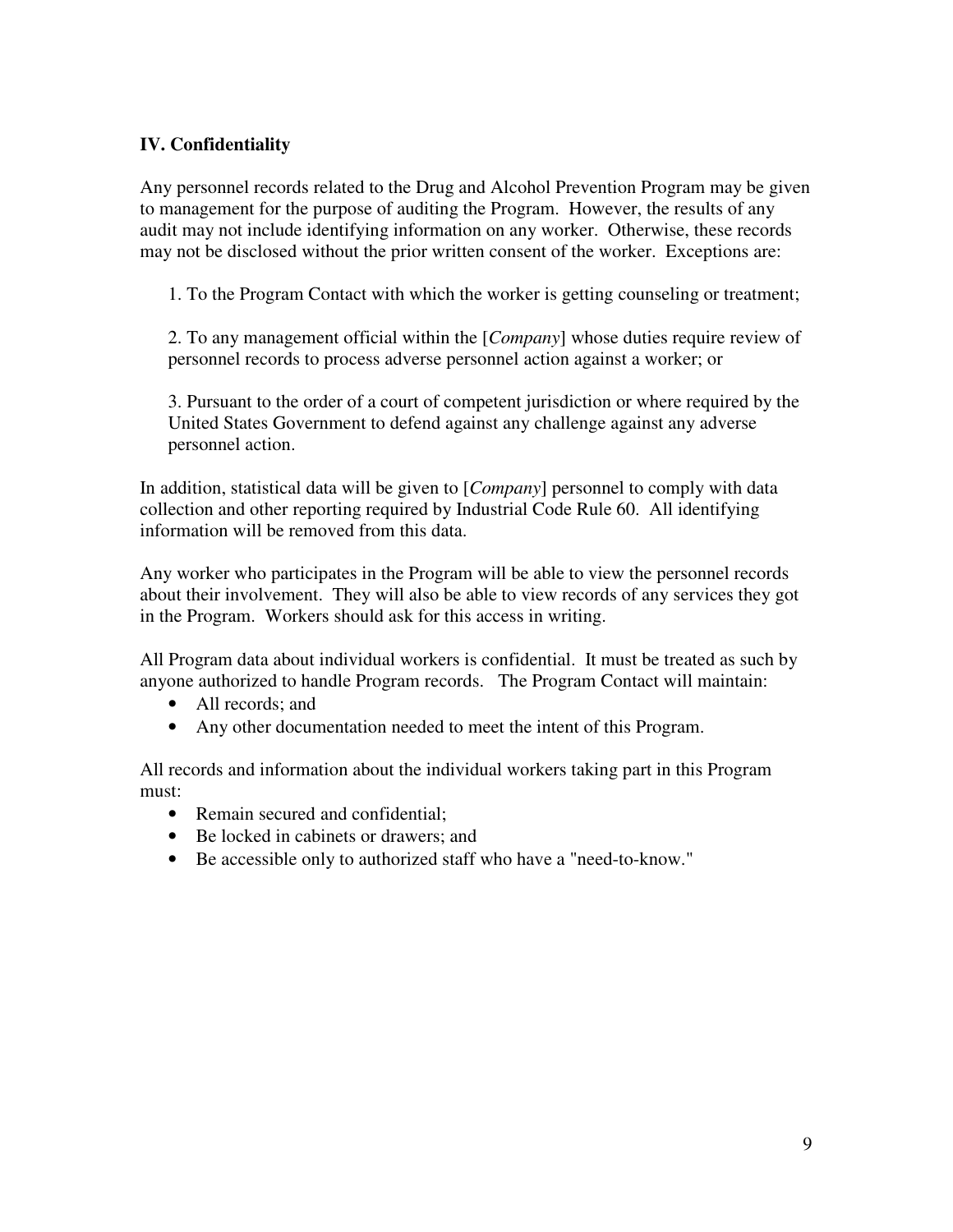## IV. Confidentiality

Any personnel records related to the Drug and Alcohol Prevention Program may be given to management for the purpose of auditing the Program. However, the results of any audit may not include identifying information on any worker. Otherwise, these records may not be disclosed without the prior written consent of the worker. Exceptions are:

1. To the Program Contact with which the worker is getting counseling or treatment;

2. To any management official within the [*Company*] whose duties require review of personnel records to process adverse personnel action against a worker; or

3. Pursuant to the order of a court of competent jurisdiction or where required by the United States Government to defend against any challenge against any adverse personnel action.

In addition, statistical data will be given to [*Company*] personnel to comply with data collection and other reporting required by Industrial Code Rule 60. All identifying information will be removed from this data.

Any worker who participates in the Program will be able to view the personnel records about their involvement. They will also be able to view records of any services they got in the Program. Workers should ask for this access in writing.

All Program data about individual workers is confidential. It must be treated as such by anyone authorized to handle Program records. The Program Contact will maintain:

- All records; and
- Any other documentation needed to meet the intent of this Program.

All records and information about the individual workers taking part in this Program must:

- Remain secured and confidential;
- Be locked in cabinets or drawers; and
- Be accessible only to authorized staff who have a "need-to-know."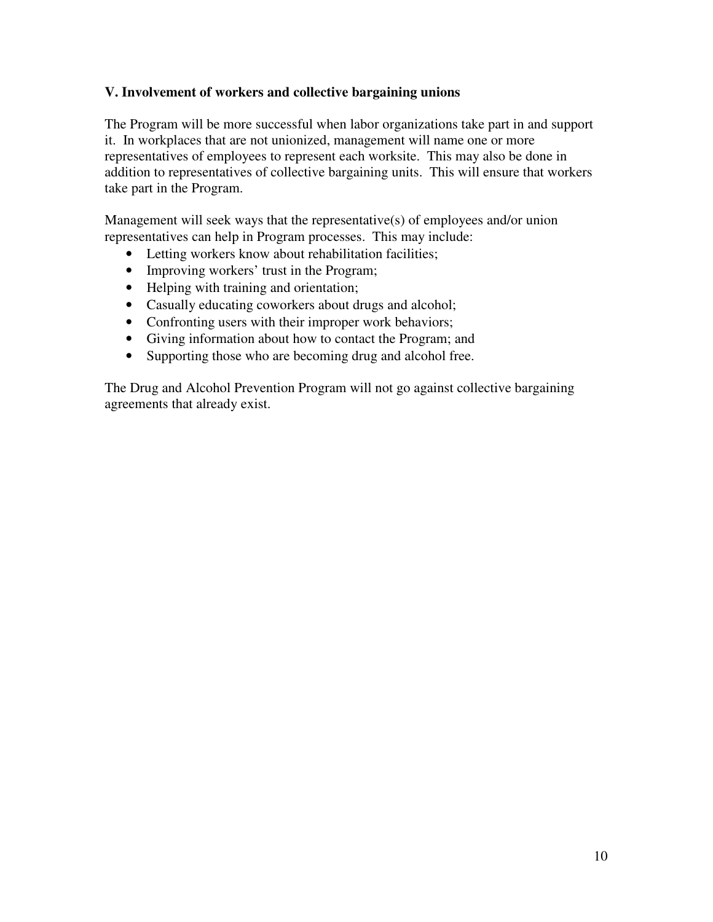## V. Involvement of workers and collective bargaining unions

The Program will be more successful when labor organizations take part in and support it. In workplaces that are not unionized, management will name one or more representatives of employees to represent each worksite. This may also be done in addition to representatives of collective bargaining units. This will ensure that workers take part in the Program.

Management will seek ways that the representative(s) of employees and/or union representatives can help in Program processes. This may include:

- Letting workers know about rehabilitation facilities;
- Improving workers' trust in the Program;
- Helping with training and orientation;
- Casually educating coworkers about drugs and alcohol;
- Confronting users with their improper work behaviors;
- Giving information about how to contact the Program; and
- Supporting those who are becoming drug and alcohol free.

The Drug and Alcohol Prevention Program will not go against collective bargaining agreements that already exist.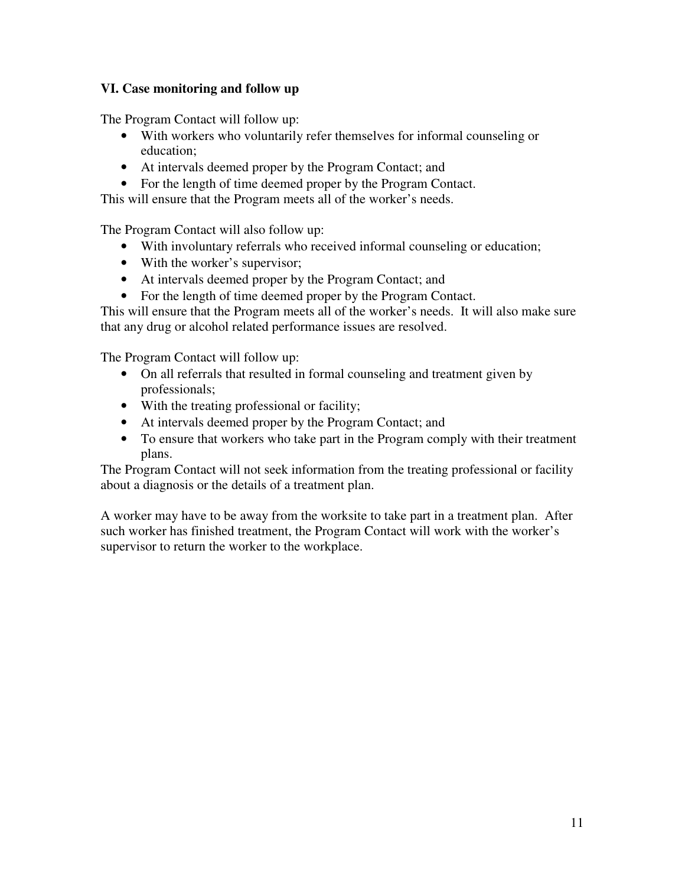### VI. Case monitoring and follow up

The Program Contact will follow up:

- With workers who voluntarily refer themselves for informal counseling or education;
- At intervals deemed proper by the Program Contact; and
- For the length of time deemed proper by the Program Contact.

This will ensure that the Program meets all of the worker's needs.

The Program Contact will also follow up:

- With involuntary referrals who received informal counseling or education;
- With the worker's supervisor;
- At intervals deemed proper by the Program Contact; and
- For the length of time deemed proper by the Program Contact.

This will ensure that the Program meets all of the worker's needs. It will also make sure that any drug or alcohol related performance issues are resolved.

The Program Contact will follow up:

- On all referrals that resulted in formal counseling and treatment given by professionals;
- With the treating professional or facility;
- At intervals deemed proper by the Program Contact; and
- To ensure that workers who take part in the Program comply with their treatment plans.

The Program Contact will not seek information from the treating professional or facility about a diagnosis or the details of a treatment plan.

A worker may have to be away from the worksite to take part in a treatment plan. After such worker has finished treatment, the Program Contact will work with the worker's supervisor to return the worker to the workplace.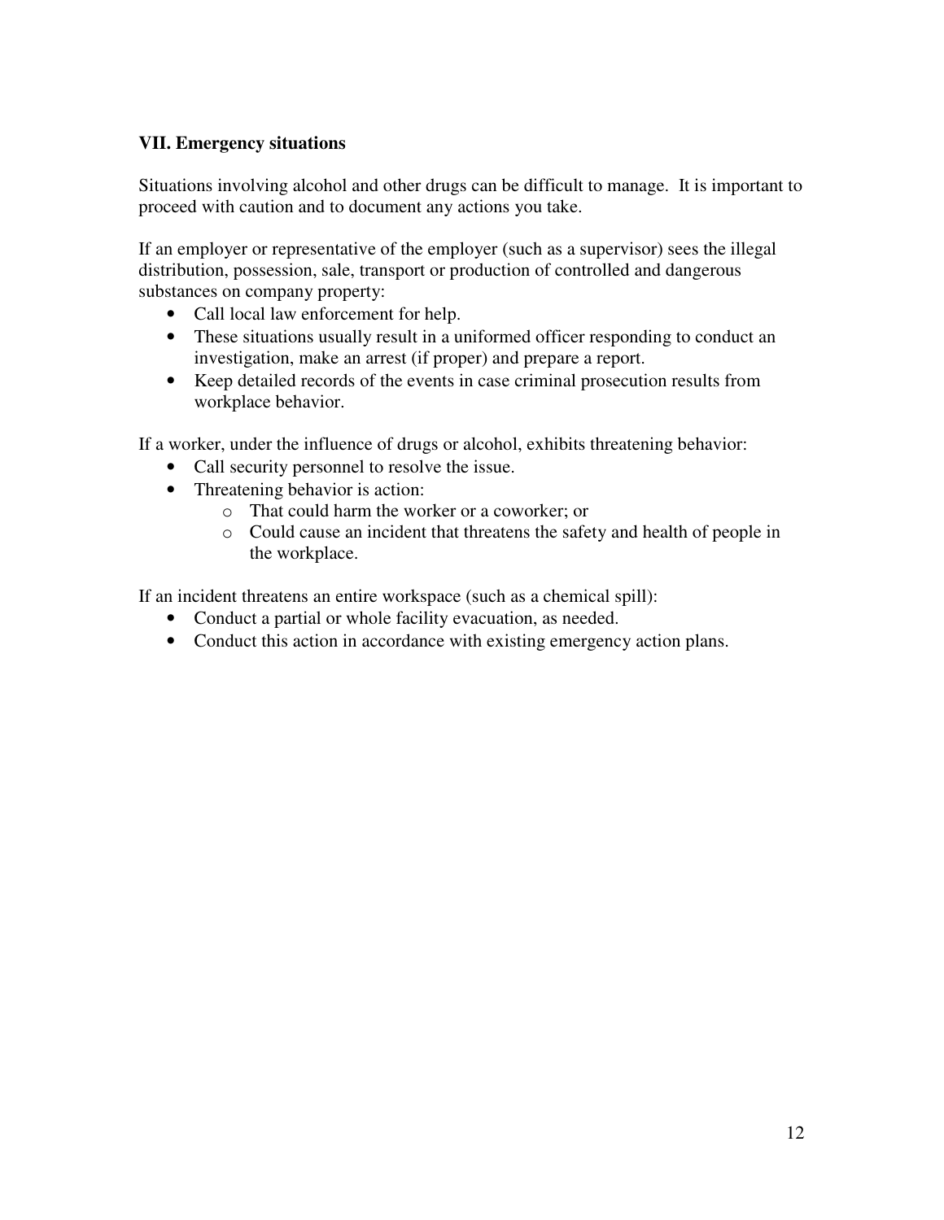## VII. Emergency situations

Situations involving alcohol and other drugs can be difficult to manage. It is important to proceed with caution and to document any actions you take.

If an employer or representative of the employer (such as a supervisor) sees the illegal distribution, possession, sale, transport or production of controlled and dangerous substances on company property:

- Call local law enforcement for help.
- These situations usually result in a uniformed officer responding to conduct an investigation, make an arrest (if proper) and prepare a report.
- Keep detailed records of the events in case criminal prosecution results from workplace behavior.

If a worker, under the influence of drugs or alcohol, exhibits threatening behavior:

- Call security personnel to resolve the issue.
- Threatening behavior is action:
  - That could harm the worker or a coworker; or
  - Could cause an incident that threatens the safety and health of people in the workplace.

If an incident threatens an entire workspace (such as a chemical spill):

- Conduct a partial or whole facility evacuation, as needed.
- Conduct this action in accordance with existing emergency action plans.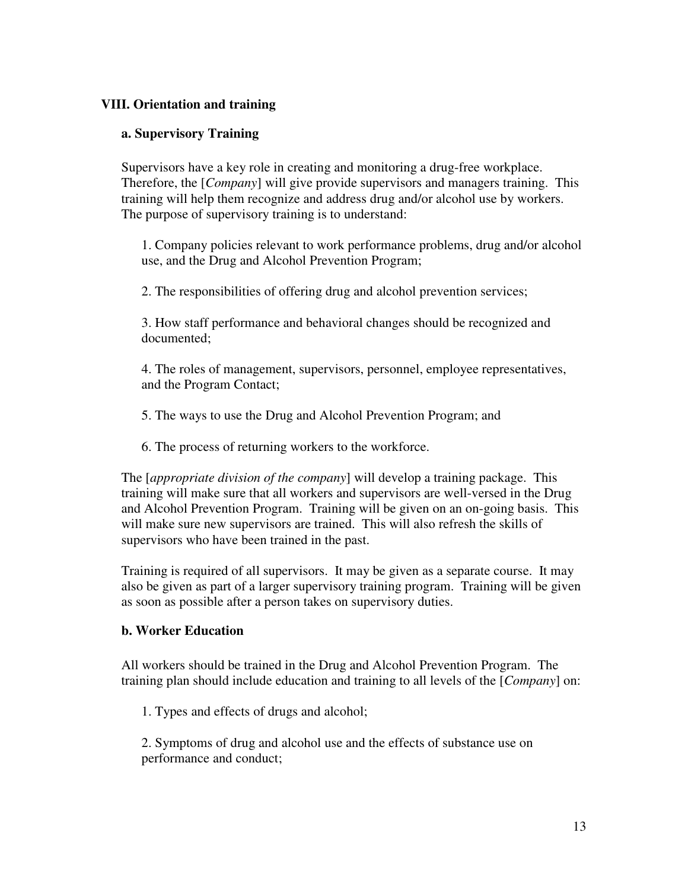## VIII. Orientation and training

### a. Supervisory Training

Supervisors have a key role in creating and monitoring a drug-free workplace. Therefore, the [*Company*] will give provide supervisors and managers training. This training will help them recognize and address drug and/or alcohol use by workers. The purpose of supervisory training is to understand:

1. Company policies relevant to work performance problems, drug and/or alcohol use, and the Drug and Alcohol Prevention Program;

2. The responsibilities of offering drug and alcohol prevention services;

3. How staff performance and behavioral changes should be recognized and documented;

4. The roles of management, supervisors, personnel, employee representatives, and the Program Contact;

5. The ways to use the Drug and Alcohol Prevention Program; and

6. The process of returning workers to the workforce.

The [*appropriate division of the company*] will develop a training package. This training will make sure that all workers and supervisors are well-versed in the Drug and Alcohol Prevention Program. Training will be given on an on-going basis. This will make sure new supervisors are trained. This will also refresh the skills of supervisors who have been trained in the past.

Training is required of all supervisors. It may be given as a separate course. It may also be given as part of a larger supervisory training program. Training will be given as soon as possible after a person takes on supervisory duties.

### b. Worker Education

All workers should be trained in the Drug and Alcohol Prevention Program. The training plan should include education and training to all levels of the [*Company*] on:

1. Types and effects of drugs and alcohol;

2. Symptoms of drug and alcohol use and the effects of substance use on performance and conduct;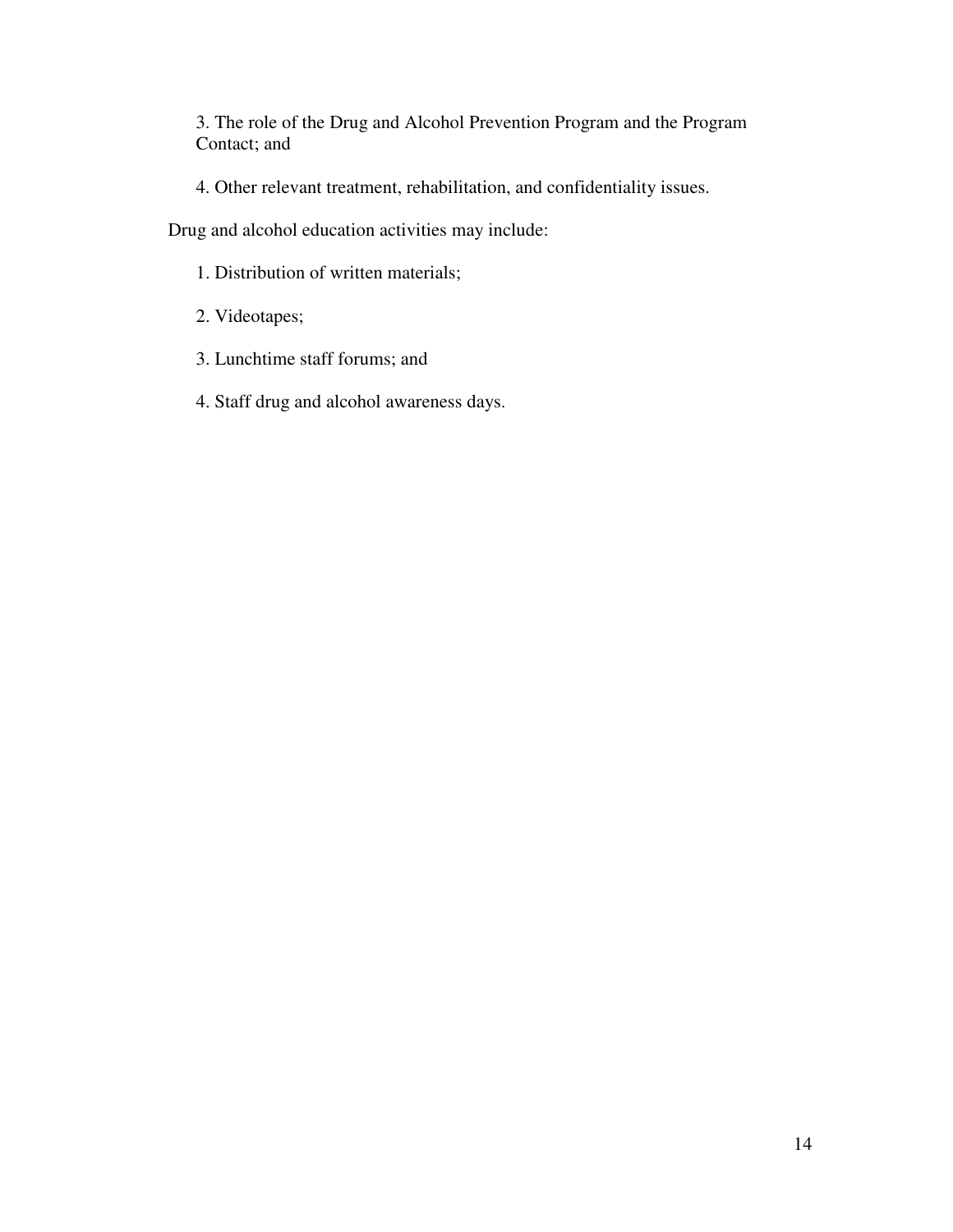3. The role of the Drug and Alcohol Prevention Program and the Program Contact; and

4. Other relevant treatment, rehabilitation, and confidentiality issues.

Drug and alcohol education activities may include:

1. Distribution of written materials;

2. Videotapes;

3. Lunchtime staff forums; and

4. Staff drug and alcohol awareness days.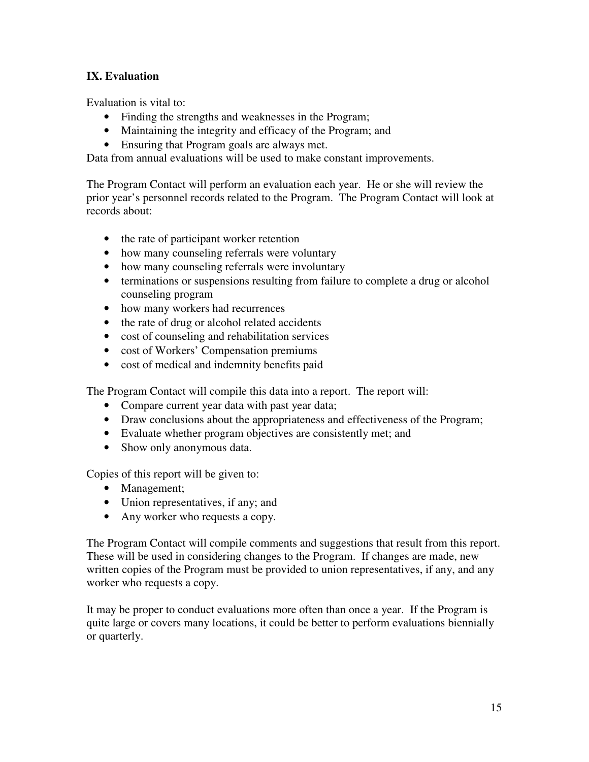## IX. Evaluation

Evaluation is vital to:

- Finding the strengths and weaknesses in the Program;
- Maintaining the integrity and efficacy of the Program; and
- Ensuring that Program goals are always met.

Data from annual evaluations will be used to make constant improvements.

The Program Contact will perform an evaluation each year. He or she will review the prior year's personnel records related to the Program. The Program Contact will look at records about:

- the rate of participant worker retention
- how many counseling referrals were voluntary
- how many counseling referrals were involuntary
- terminations or suspensions resulting from failure to complete a drug or alcohol counseling program
- how many workers had recurrences
- the rate of drug or alcohol related accidents
- cost of counseling and rehabilitation services
- cost of Workers' Compensation premiums
- cost of medical and indemnity benefits paid

The Program Contact will compile this data into a report. The report will:

- Compare current year data with past year data;
- Draw conclusions about the appropriateness and effectiveness of the Program;
- Evaluate whether program objectives are consistently met; and
- Show only anonymous data.

Copies of this report will be given to:

- Management;
- Union representatives, if any; and
- Any worker who requests a copy.

The Program Contact will compile comments and suggestions that result from this report. These will be used in considering changes to the Program. If changes are made, new written copies of the Program must be provided to union representatives, if any, and any worker who requests a copy.

It may be proper to conduct evaluations more often than once a year. If the Program is quite large or covers many locations, it could be better to perform evaluations biennially or quarterly.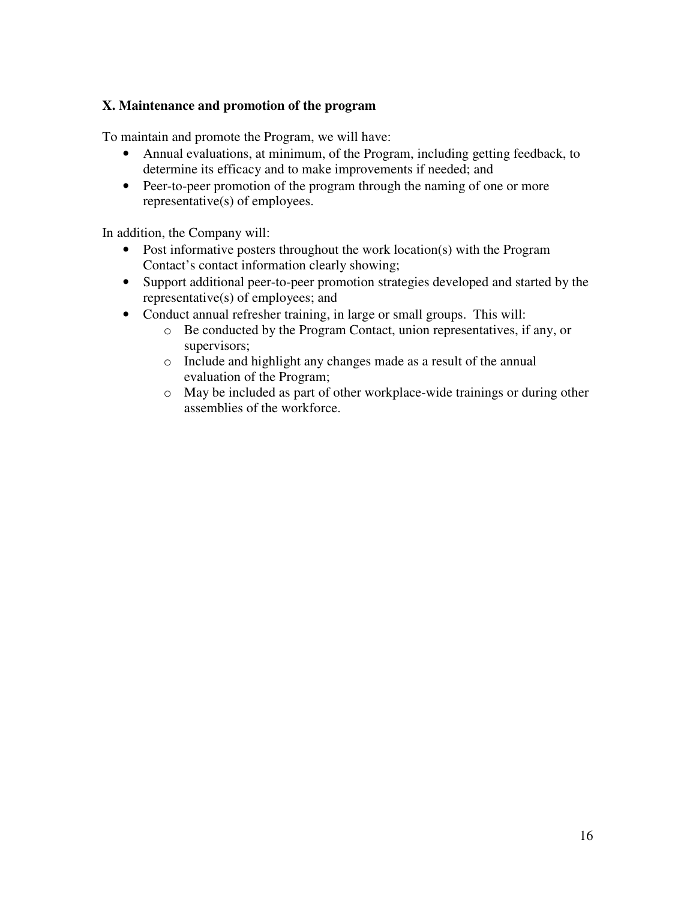### X. Maintenance and promotion of the program

To maintain and promote the Program, we will have:

- Annual evaluations, at minimum, of the Program, including getting feedback, to determine its efficacy and to make improvements if needed; and
- Peer-to-peer promotion of the program through the naming of one or more representative(s) of employees.

In addition, the Company will:

- Post informative posters throughout the work location(s) with the Program Contact's contact information clearly showing;
- Support additional peer-to-peer promotion strategies developed and started by the representative(s) of employees; and
- Conduct annual refresher training, in large or small groups. This will:
  - Be conducted by the Program Contact, union representatives, if any, or supervisors;
  - Include and highlight any changes made as a result of the annual evaluation of the Program;
  - May be included as part of other workplace-wide trainings or during other assemblies of the workforce.